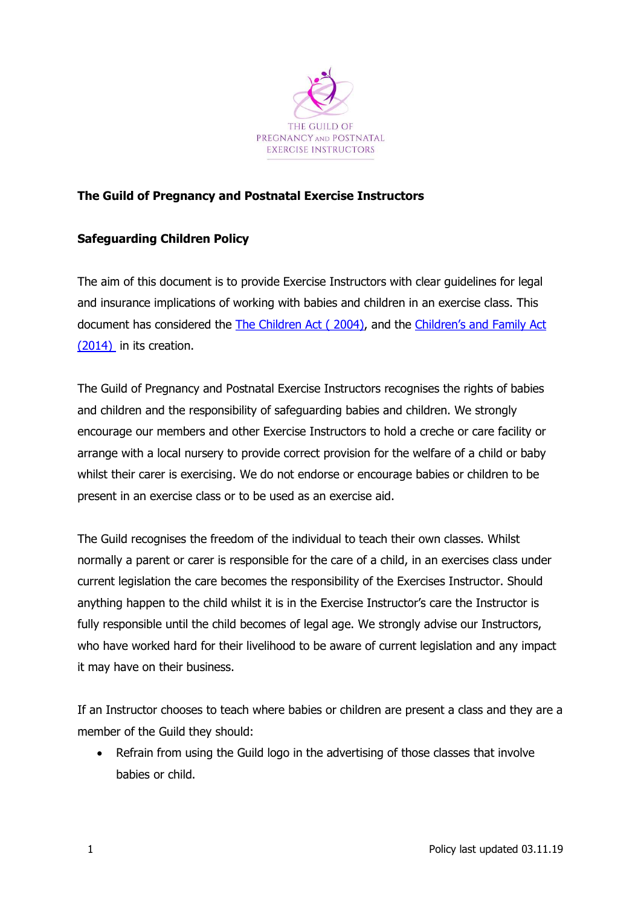THE GUILD OF
PREGNANCY AND POSTNATAL
EXERCISE INSTRUCTORS

**The Guild of Pregnancy and Postnatal Exercise Instructors**

**Safeguarding Children Policy**

The aim of this document is to provide Exercise Instructors with clear guidelines for legal and insurance implications of working with babies and children in an exercise class. This document has considered the The Children Act ( 2004), and the Children's and Family Act (2014) in its creation.

The Guild of Pregnancy and Postnatal Exercise Instructors recognises the rights of babies and children and the responsibility of safeguarding babies and children. We strongly encourage our members and other Exercise Instructors to hold a creche or care facility or arrange with a local nursery to provide correct provision for the welfare of a child or baby whilst their carer is exercising. We do not endorse or encourage babies or children to be present in an exercise class or to be used as an exercise aid.

The Guild recognises the freedom of the individual to teach their own classes. Whilst normally a parent or carer is responsible for the care of a child, in an exercises class under current legislation the care becomes the responsibility of the Exercises Instructor. Should anything happen to the child whilst it is in the Exercise Instructor's care the Instructor is fully responsible until the child becomes of legal age. We strongly advise our Instructors, who have worked hard for their livelihood to be aware of current legislation and any impact it may have on their business.

If an Instructor chooses to teach where babies or children are present a class and they are a member of the Guild they should:

- Refrain from using the Guild logo in the advertising of those classes that involve babies or child.

Policy last updated 03.11.19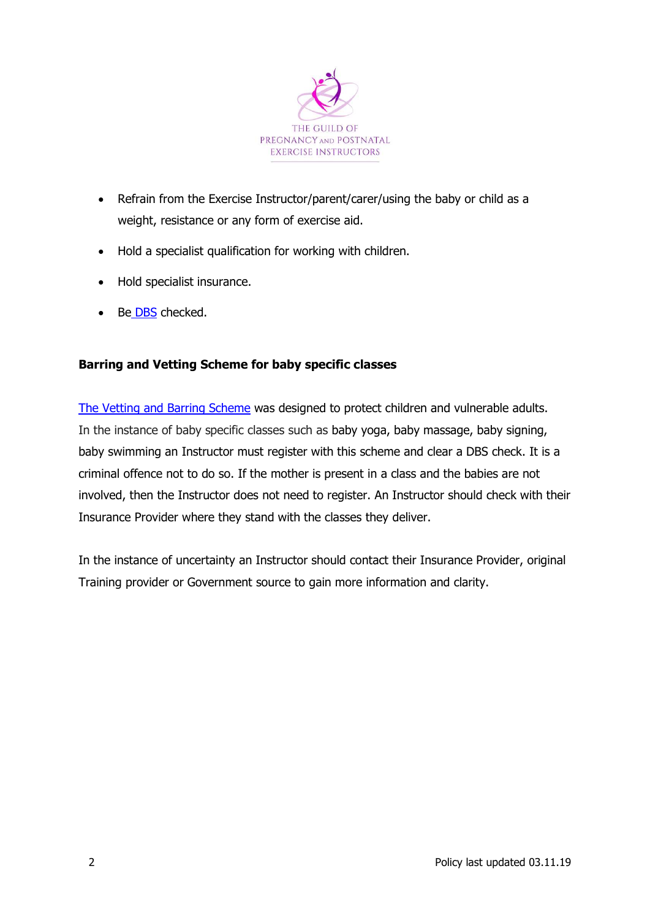- Refrain from the Exercise Instructor/parent/carer/using the baby or child as a weight, resistance or any form of exercise aid.
- Hold a specialist qualification for working with children.
- Hold specialist insurance.
- Be DBS checked.

**Barring and Vetting Scheme for baby specific classes**

The Vetting and Barring Scheme was designed to protect children and vulnerable adults. In the instance of baby specific classes such as baby yoga, baby massage, baby signing, baby swimming an Instructor must register with this scheme and clear a DBS check. It is a criminal offence not to do so. If the mother is present in a class and the babies are not involved, then the Instructor does not need to register. An Instructor should check with their Insurance Provider where they stand with the classes they deliver.

In the instance of uncertainty an Instructor should contact their Insurance Provider, original Training provider or Government source to gain more information and clarity.

Policy last updated 03.11.19